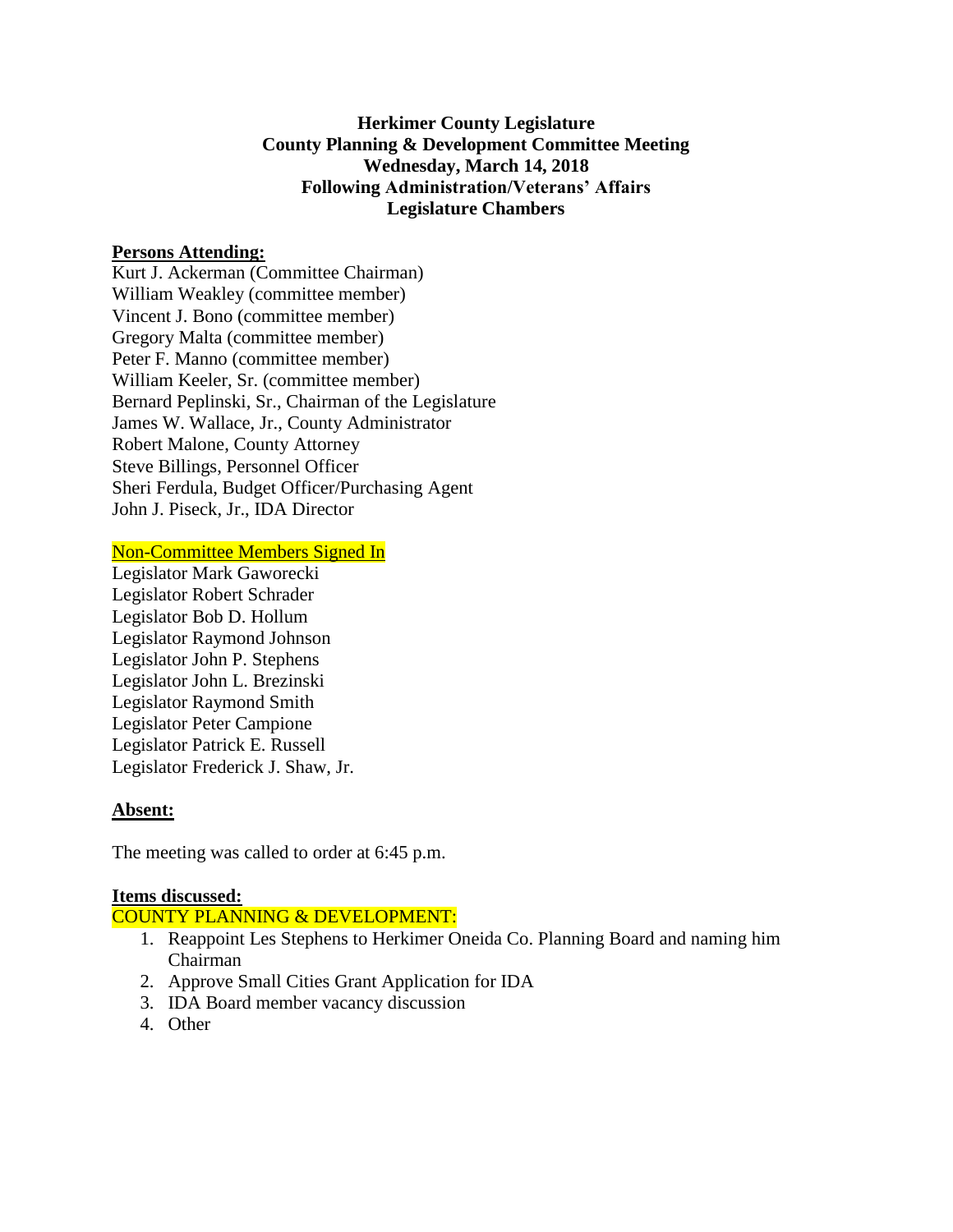**Herkimer County Legislature**
**County Planning & Development Committee Meeting**
**Wednesday, March 14, 2018**
**Following Administration/Veterans' Affairs**
**Legislature Chambers**

**Persons Attending:**

Kurt J. Ackerman (Committee Chairman)
William Weakley (committee member)
Vincent J. Bono (committee member)
Gregory Malta (committee member)
Peter F. Manno (committee member)
William Keeler, Sr. (committee member)
Bernard Peplinski, Sr., Chairman of the Legislature
James W. Wallace, Jr., County Administrator
Robert Malone, County Attorney
Steve Billings, Personnel Officer
Sheri Ferdula, Budget Officer/Purchasing Agent
John J. Piseck, Jr., IDA Director

Non-Committee Members Signed In

Legislator Mark Gaworecki
Legislator Robert Schrader
Legislator Bob D. Hollum
Legislator Raymond Johnson
Legislator John P. Stephens
Legislator John L. Brezinski
Legislator Raymond Smith
Legislator Peter Campione
Legislator Patrick E. Russell
Legislator Frederick J. Shaw, Jr.

**Absent:**

The meeting was called to order at 6:45 p.m.

**Items discussed:**

COUNTY PLANNING & DEVELOPMENT:

1. Reappoint Les Stephens to Herkimer Oneida Co. Planning Board and naming him Chairman
2. Approve Small Cities Grant Application for IDA
3. IDA Board member vacancy discussion
4. Other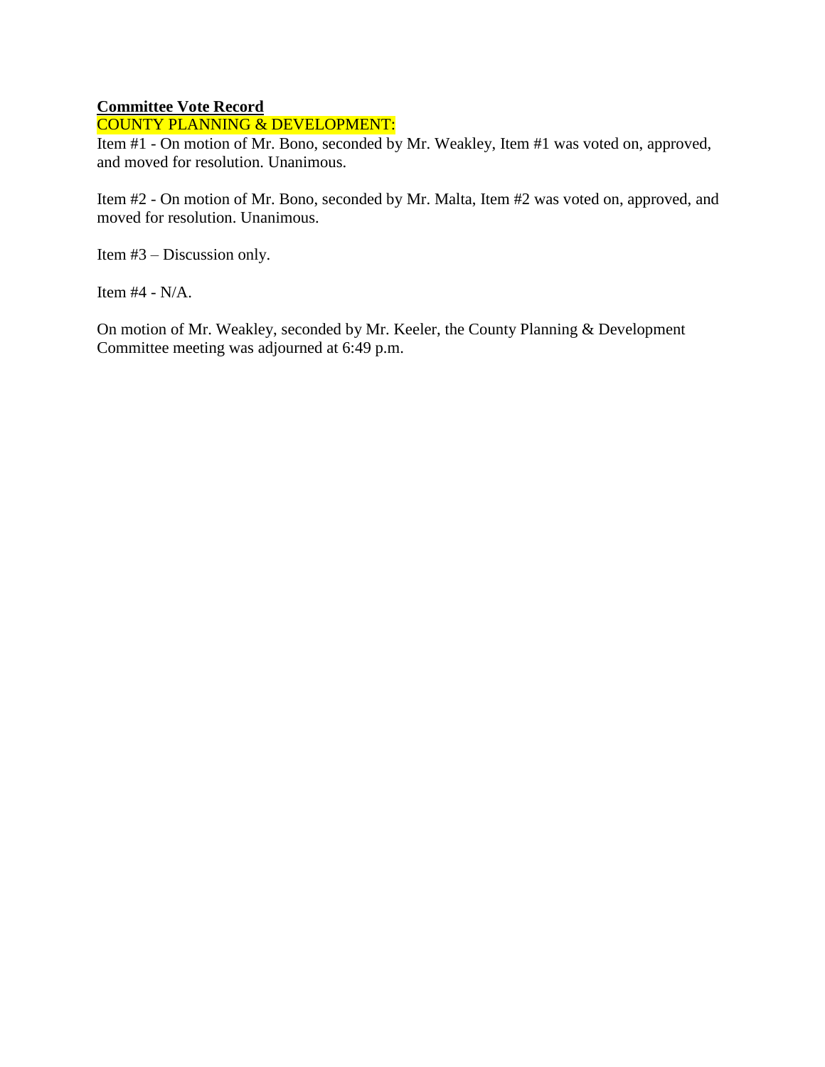**Committee Vote Record**

COUNTY PLANNING & DEVELOPMENT:

Item #1 - On motion of Mr. Bono, seconded by Mr. Weakley, Item #1 was voted on, approved, and moved for resolution. Unanimous.

Item #2 - On motion of Mr. Bono, seconded by Mr. Malta, Item #2 was voted on, approved, and moved for resolution. Unanimous.

Item #3 – Discussion only.

Item #4 - N/A.

On motion of Mr. Weakley, seconded by Mr. Keeler, the County Planning & Development Committee meeting was adjourned at 6:49 p.m.